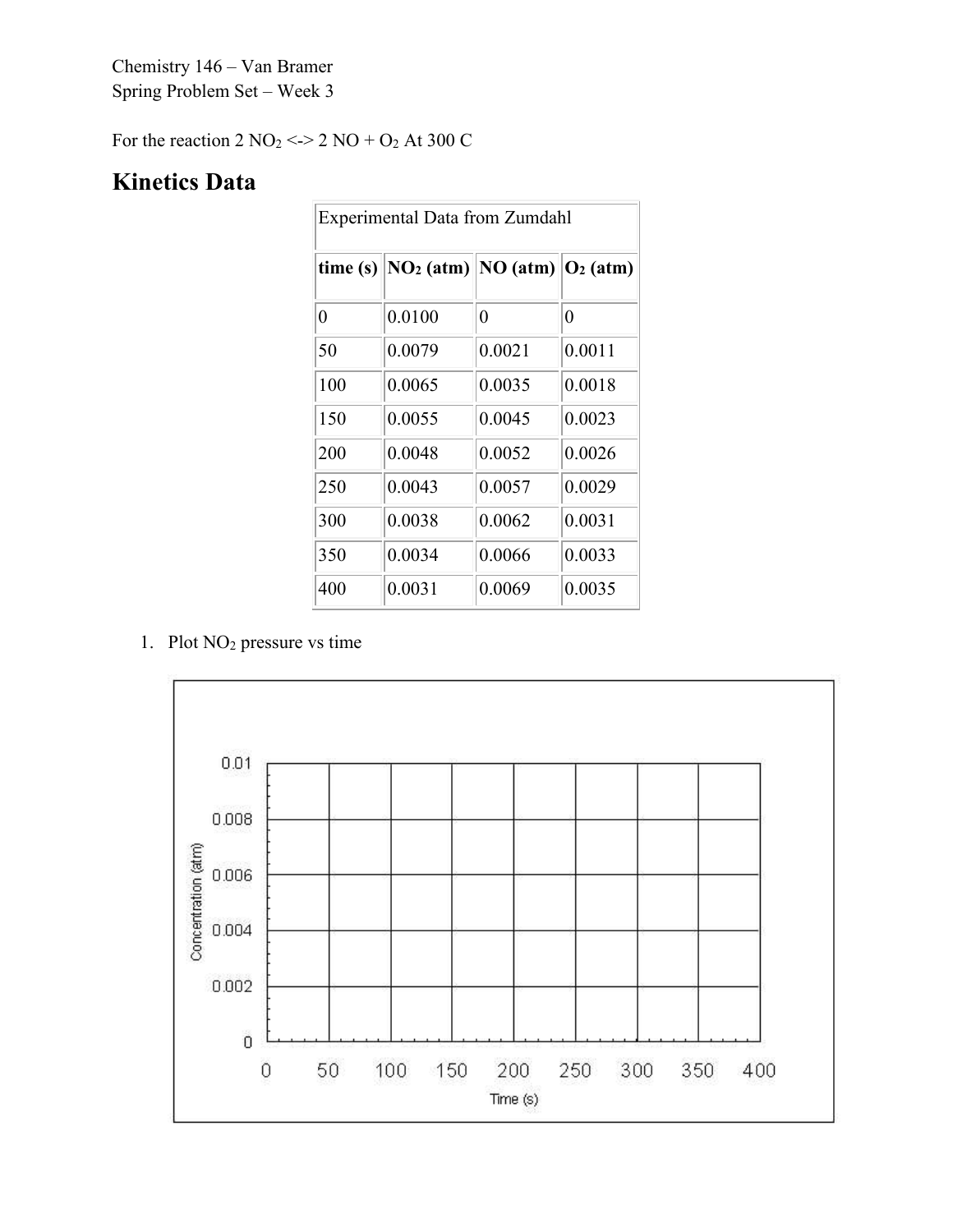Chemistry 146 – Van Bramer
Spring Problem Set – Week 3

For the reaction 2 $NO_2$ <-> 2 NO + $O_2$ At 300 C

## Kinetics Data

| Experimental Data from Zumdahl | | | |
|---|---|---|---|
| **time (s)** | **$NO_2$ (atm)** | **NO (atm)** | **$O_2$ (atm)** |
| 0 | 0.0100 | 0 | 0 |
| 50 | 0.0079 | 0.0021 | 0.0011 |
| 100 | 0.0065 | 0.0035 | 0.0018 |
| 150 | 0.0055 | 0.0045 | 0.0023 |
| 200 | 0.0048 | 0.0052 | 0.0026 |
| 250 | 0.0043 | 0.0057 | 0.0029 |
| 300 | 0.0038 | 0.0062 | 0.0031 |
| 350 | 0.0034 | 0.0066 | 0.0033 |
| 400 | 0.0031 | 0.0069 | 0.0035 |

1. Plot $NO_2$ pressure vs time

Concentration (atm): 0, 0.002, 0.004, 0.006, 0.008, 0.01

Time (s): 0, 50, 100, 150, 200, 250, 300, 350, 400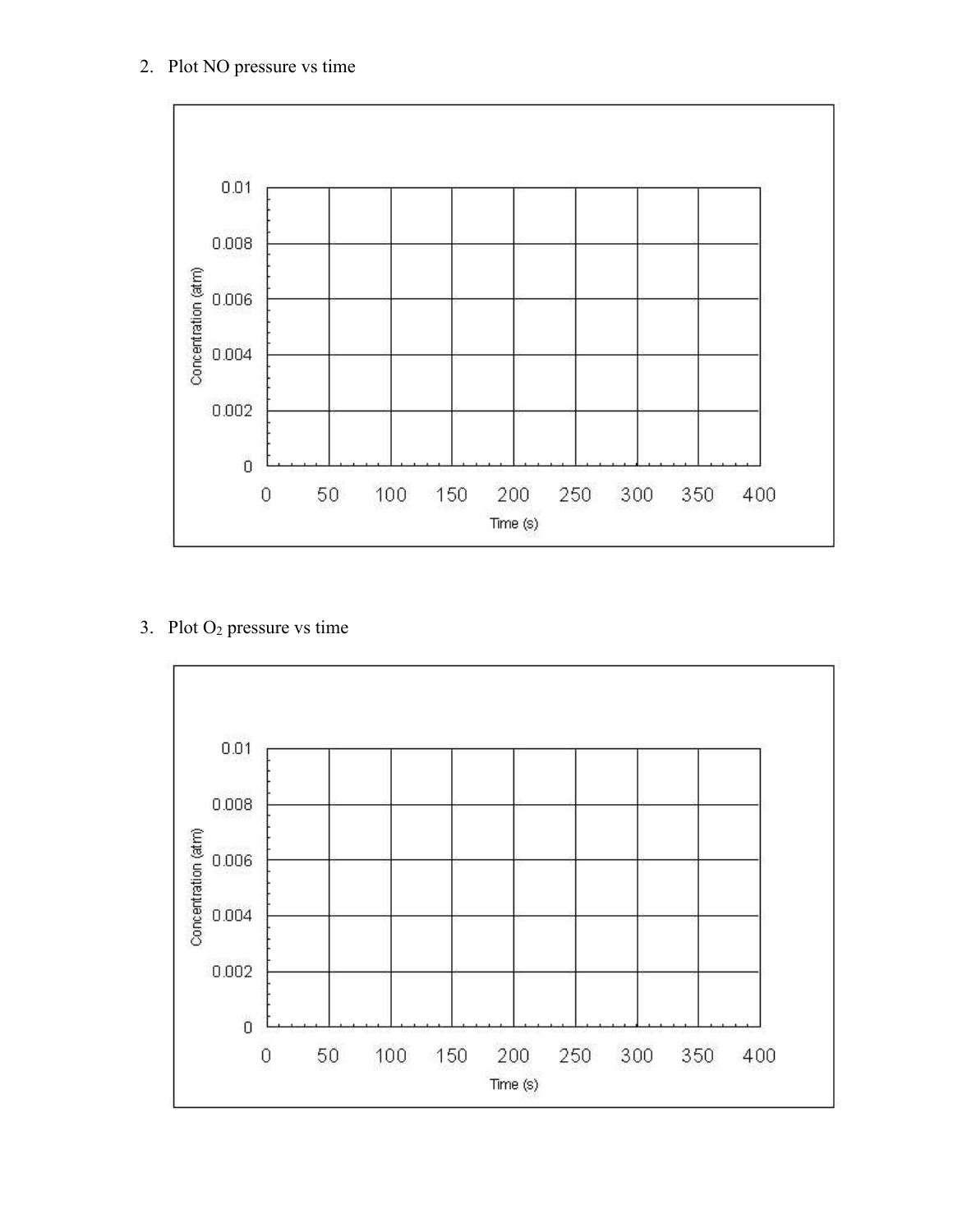2. Plot NO pressure vs time

3. Plot $O_2$ pressure vs time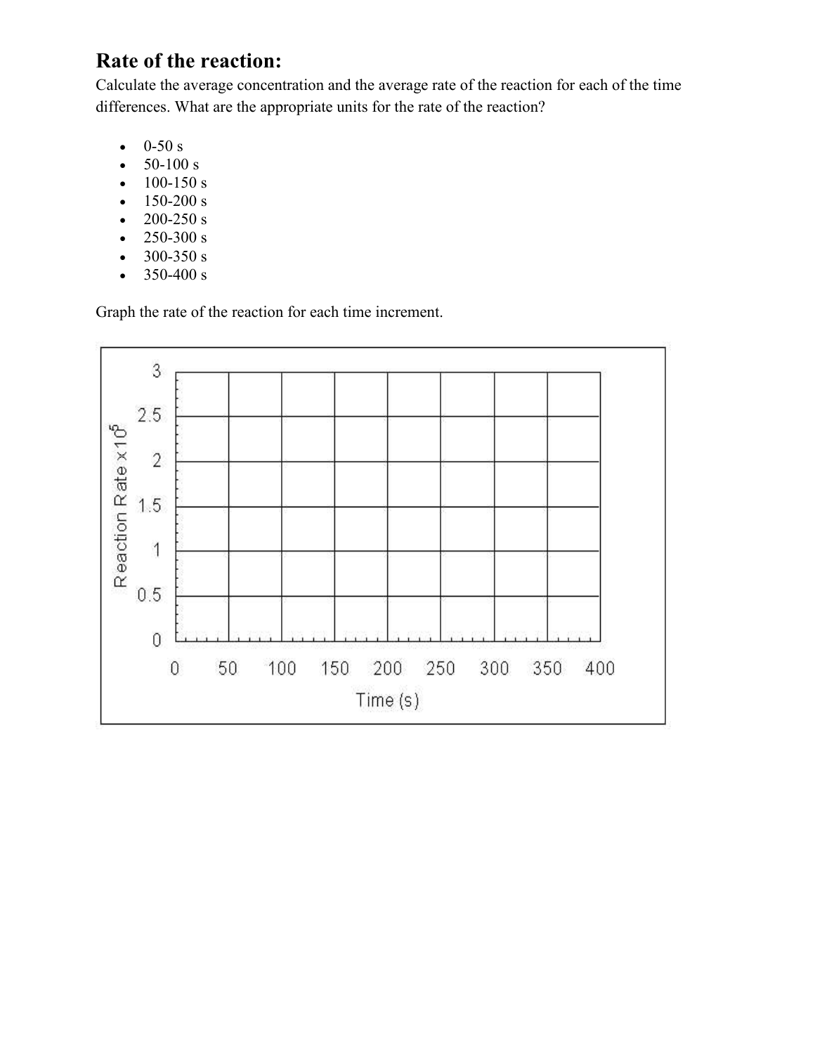## Rate of the reaction:

Calculate the average concentration and the average rate of the reaction for each of the time differences. What are the appropriate units for the rate of the reaction?

- 0-50 s
- 50-100 s
- 100-150 s
- 150-200 s
- 200-250 s
- 250-300 s
- 300-350 s
- 350-400 s

Graph the rate of the reaction for each time increment.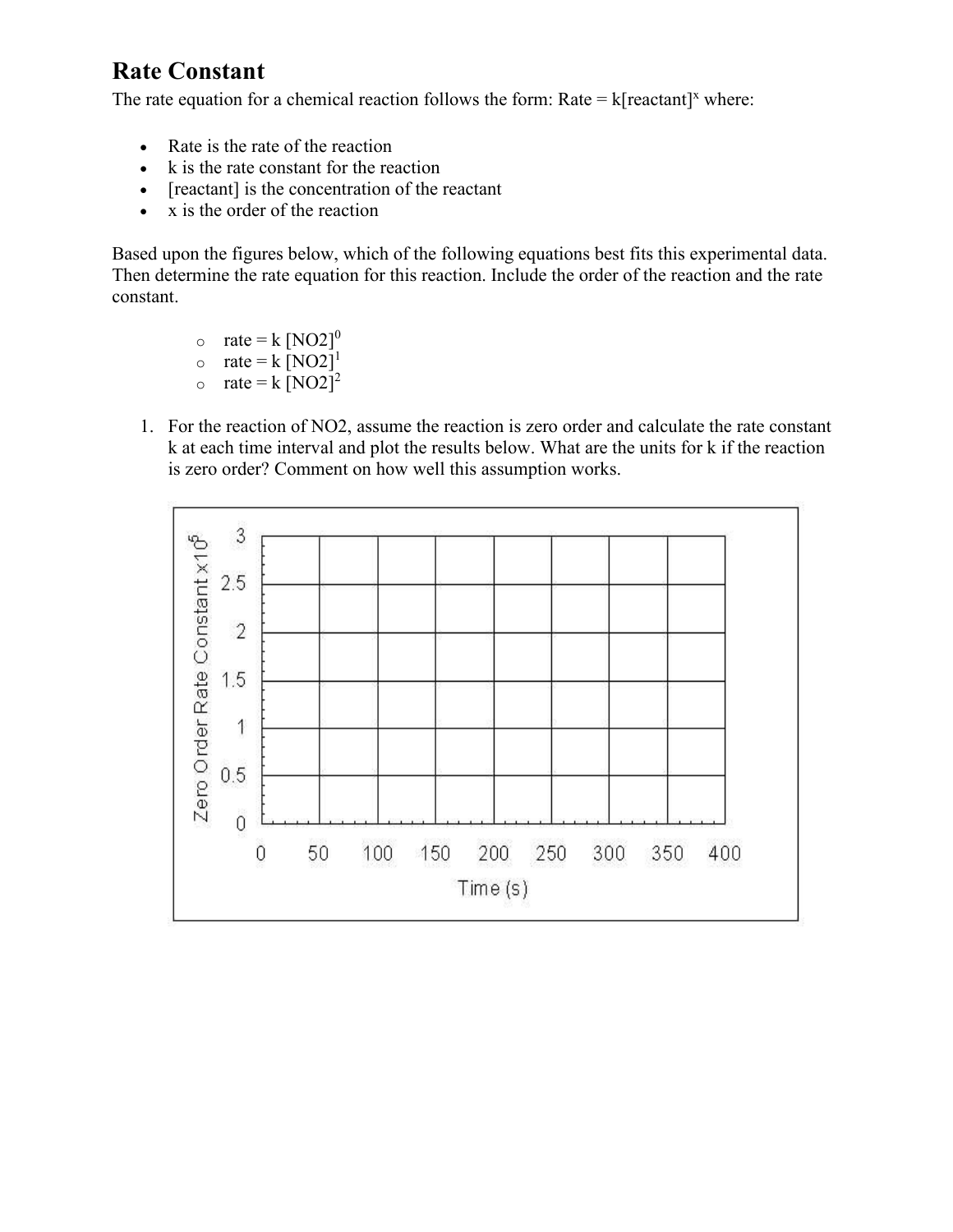## Rate Constant

The rate equation for a chemical reaction follows the form: Rate = k[reactant]$^x$ where:

- Rate is the rate of the reaction
- k is the rate constant for the reaction
- [reactant] is the concentration of the reactant
- x is the order of the reaction

Based upon the figures below, which of the following equations best fits this experimental data. Then determine the rate equation for this reaction. Include the order of the reaction and the rate constant.

- rate = k [NO2]$^0$
- rate = k [NO2]$^1$
- rate = k [NO2]$^2$

1. For the reaction of NO2, assume the reaction is zero order and calculate the rate constant k at each time interval and plot the results below. What are the units for k if the reaction is zero order? Comment on how well this assumption works.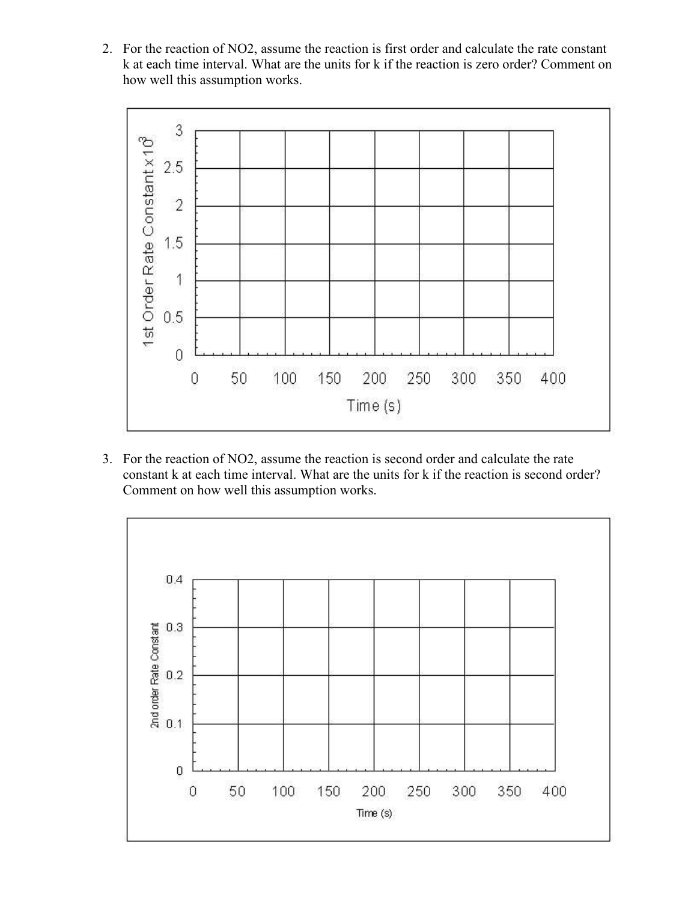2. For the reaction of NO2, assume the reaction is first order and calculate the rate constant k at each time interval. What are the units for k if the reaction is zero order? Comment on how well this assumption works.

1st Order Rate Constant x10$^3$

3
2.5
2
1.5
1
0.5
0

0 50 100 150 200 250 300 350 400

Time (s)

3. For the reaction of NO2, assume the reaction is second order and calculate the rate constant k at each time interval. What are the units for k if the reaction is second order? Comment on how well this assumption works.

2nd order Rate Constant

0.4
0.3
0.2
0.1
0

0 50 100 150 200 250 300 350 400

Time (s)